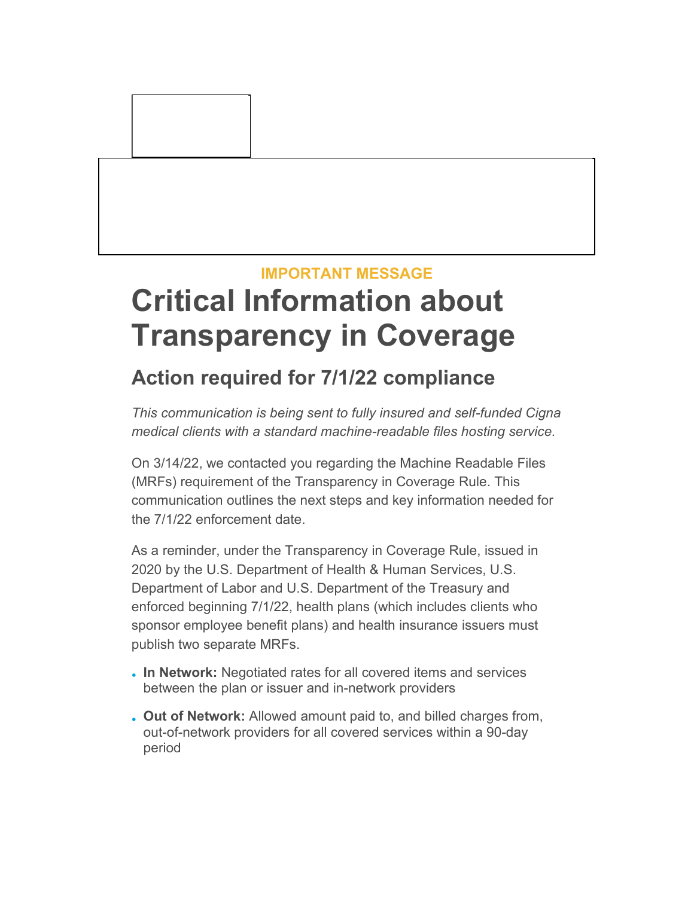IMPORTANT MESSAGE

# Critical Information about Transparency in Coverage

## Action required for 7/1/22 compliance

*This communication is being sent to fully insured and self-funded Cigna medical clients with a standard machine-readable files hosting service.*

On 3/14/22, we contacted you regarding the Machine Readable Files (MRFs) requirement of the Transparency in Coverage Rule. This communication outlines the next steps and key information needed for the 7/1/22 enforcement date.

As a reminder, under the Transparency in Coverage Rule, issued in 2020 by the U.S. Department of Health & Human Services, U.S. Department of Labor and U.S. Department of the Treasury and enforced beginning 7/1/22, health plans (which includes clients who sponsor employee benefit plans) and health insurance issuers must publish two separate MRFs.

- **In Network:** Negotiated rates for all covered items and services between the plan or issuer and in-network providers
- **Out of Network:** Allowed amount paid to, and billed charges from, out-of-network providers for all covered services within a 90-day period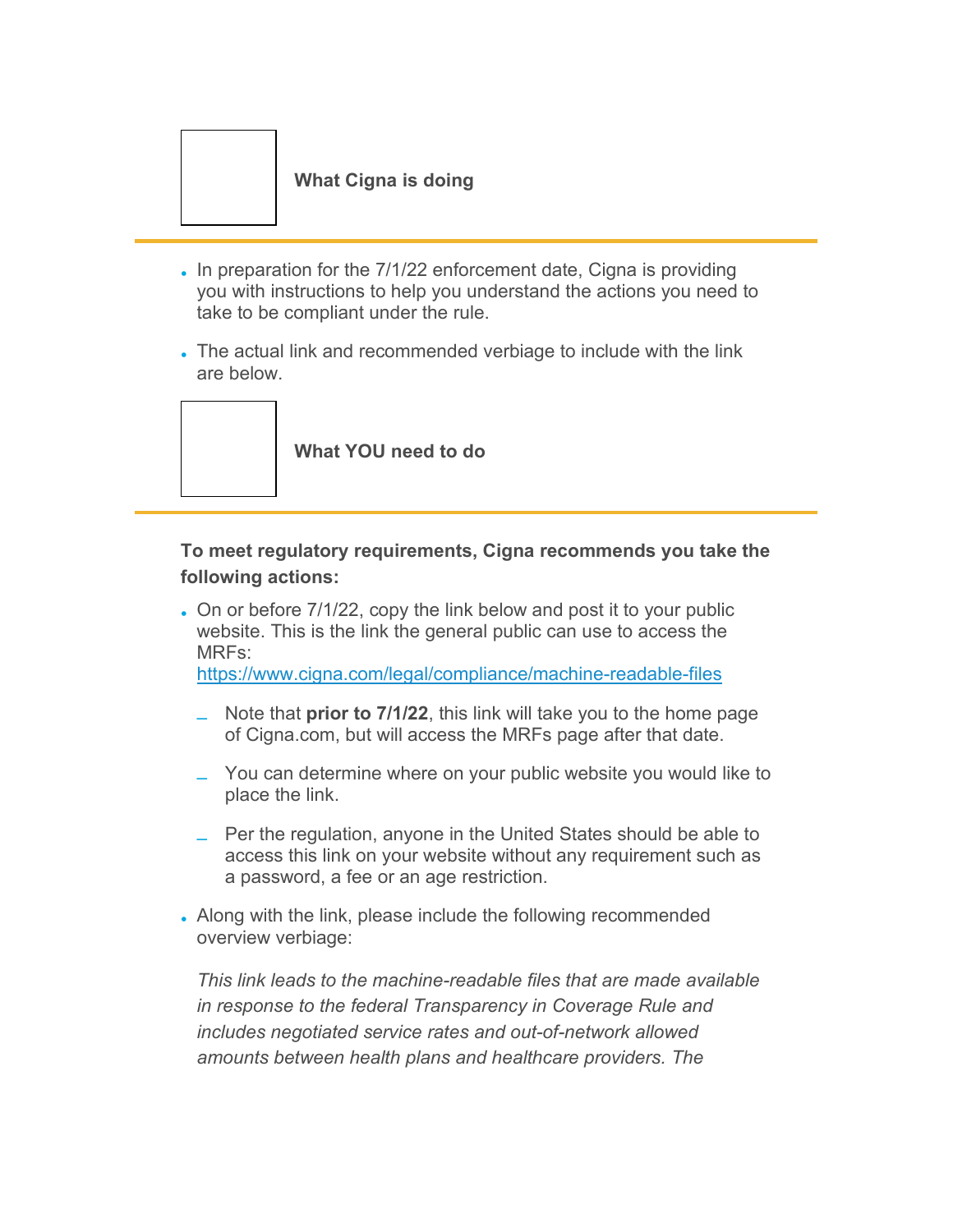### What Cigna is doing

- In preparation for the 7/1/22 enforcement date, Cigna is providing you with instructions to help you understand the actions you need to take to be compliant under the rule.
- The actual link and recommended verbiage to include with the link are below.

### What YOU need to do

**To meet regulatory requirements, Cigna recommends you take the following actions:**

- On or before 7/1/22, copy the link below and post it to your public website. This is the link the general public can use to access the MRFs: https://www.cigna.com/legal/compliance/machine-readable-files
  - Note that **prior to 7/1/22**, this link will take you to the home page of Cigna.com, but will access the MRFs page after that date.
  - You can determine where on your public website you would like to place the link.
  - Per the regulation, anyone in the United States should be able to access this link on your website without any requirement such as a password, a fee or an age restriction.
- Along with the link, please include the following recommended overview verbiage:

  *This link leads to the machine-readable files that are made available in response to the federal Transparency in Coverage Rule and includes negotiated service rates and out-of-network allowed amounts between health plans and healthcare providers. The*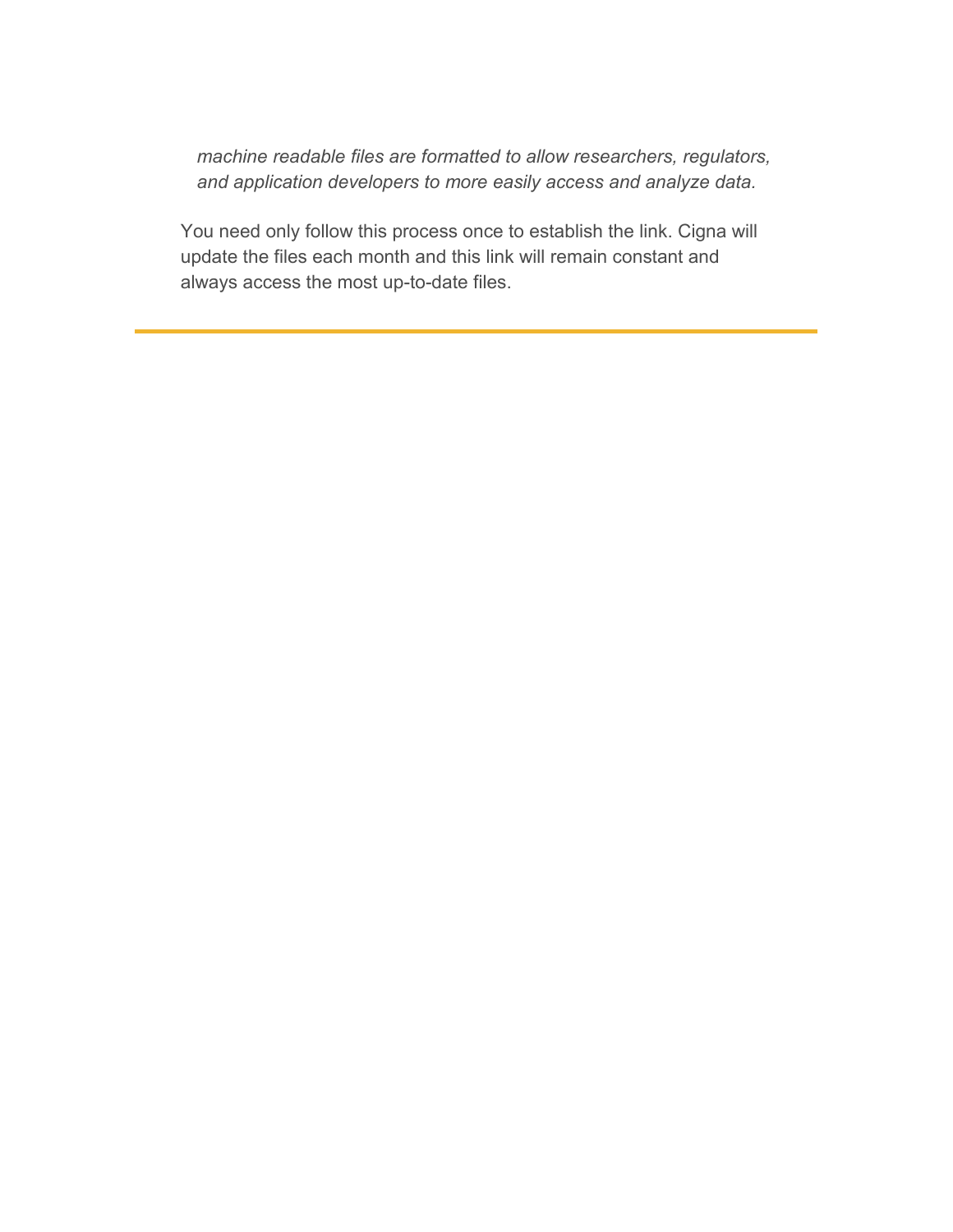*machine readable files are formatted to allow researchers, regulators, and application developers to more easily access and analyze data.*

You need only follow this process once to establish the link. Cigna will update the files each month and this link will remain constant and always access the most up-to-date files.

---